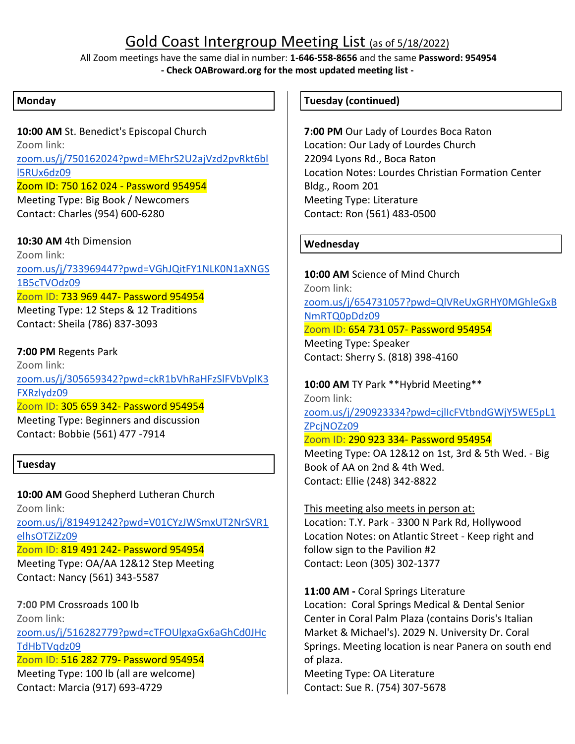# Gold Coast Intergroup Meeting List (as of 5/18/2022)

All Zoom meetings have the same dial in number: **1-646-558-8656** and the same **Password: 954954**

**- Check OABroward.org for the most updated meeting list -**

## Monday

**10:00 AM** St. Benedict's Episcopal Church
Zoom link:
zoom.us/j/750162024?pwd=MEhrS2U2ajVzd2pvRkt6bl5RUx6dz09
Zoom ID: 750 162 024 - Password 954954
Meeting Type: Big Book / Newcomers
Contact: Charles (954) 600-6280

**10:30 AM** 4th Dimension
Zoom link:
zoom.us/j/733969447?pwd=VGhJQitFY1NLK0N1aXNGS1B5cTVOdz09
Zoom ID: 733 969 447- Password 954954
Meeting Type: 12 Steps & 12 Traditions
Contact: Sheila (786) 837-3093

**7:00 PM** Regents Park
Zoom link:
zoom.us/j/305659342?pwd=ckR1bVhRaHFzSlFVbVplK3FXRzlydz09
Zoom ID: 305 659 342- Password 954954
Meeting Type: Beginners and discussion
Contact: Bobbie (561) 477 -7914

## Tuesday

**10:00 AM** Good Shepherd Lutheran Church
Zoom link:
zoom.us/j/819491242?pwd=V01CYzJWSmxUT2NrSVR1elhsOTZiZz09
Zoom ID: 819 491 242- Password 954954
Meeting Type: OA/AA 12&12 Step Meeting
Contact: Nancy (561) 343-5587

**7:00 PM** Crossroads 100 lb
Zoom link:
zoom.us/j/516282779?pwd=cTFOUlgxaGx6aGhCd0JHcTdHbTVqdz09
Zoom ID: 516 282 779- Password 954954
Meeting Type: 100 lb (all are welcome)
Contact: Marcia (917) 693-4729

## Tuesday (continued)

**7:00 PM** Our Lady of Lourdes Boca Raton
Location: Our Lady of Lourdes Church
22094 Lyons Rd., Boca Raton
Location Notes: Lourdes Christian Formation Center Bldg., Room 201
Meeting Type: Literature
Contact: Ron (561) 483-0500

## Wednesday

**10:00 AM** Science of Mind Church
Zoom link:
zoom.us/j/654731057?pwd=QlVReUxGRHY0MGhleGxBNmRTQ0pDdz09
Zoom ID: 654 731 057- Password 954954
Meeting Type: Speaker
Contact: Sherry S. (818) 398-4160

**10:00 AM** TY Park **Hybrid Meeting**
Zoom link:
zoom.us/j/290923334?pwd=cjlIcFVtbndGWjY5WE5pL1ZPcjNOZz09
Zoom ID: 290 923 334- Password 954954
Meeting Type: OA 12&12 on 1st, 3rd & 5th Wed. - Big Book of AA on 2nd & 4th Wed.
Contact: Ellie (248) 342-8822

This meeting also meets in person at:
Location: T.Y. Park - 3300 N Park Rd, Hollywood
Location Notes: on Atlantic Street - Keep right and follow sign to the Pavilion #2
Contact: Leon (305) 302-1377

**11:00 AM -** Coral Springs Literature
Location: Coral Springs Medical & Dental Senior Center in Coral Palm Plaza (contains Doris's Italian Market & Michael's). 2029 N. University Dr. Coral Springs. Meeting location is near Panera on south end of plaza.
Meeting Type: OA Literature
Contact: Sue R. (754) 307-5678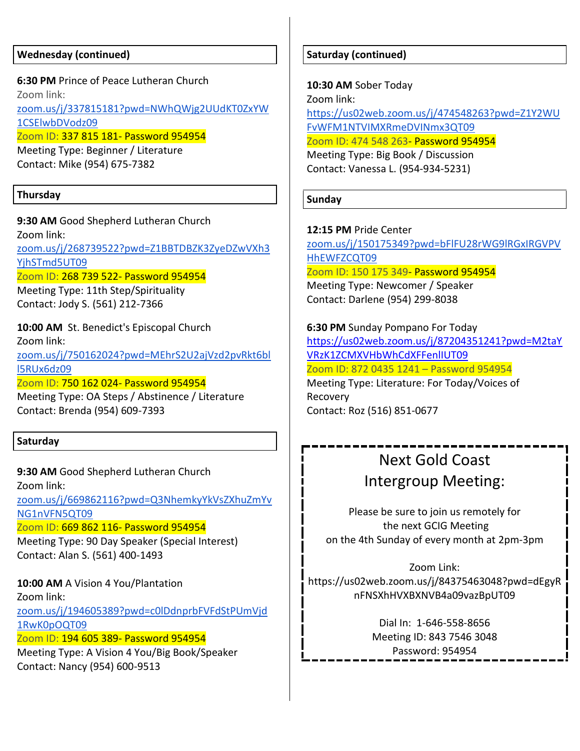## Wednesday (continued)

**6:30 PM** Prince of Peace Lutheran Church
Zoom link:
zoom.us/j/337815181?pwd=NWhQWjg2UUdKT0ZxYW1CSElwbDVodz09
Zoom ID: 337 815 181- Password 954954
Meeting Type: Beginner / Literature
Contact: Mike (954) 675-7382

## Thursday

**9:30 AM** Good Shepherd Lutheran Church
Zoom link:
zoom.us/j/268739522?pwd=Z1BBTDBZK3ZyeDZwVXh3YjhSTmd5UT09
Zoom ID: 268 739 522- Password 954954
Meeting Type: 11th Step/Spirituality
Contact: Jody S. (561) 212-7366

**10:00 AM** St. Benedict's Episcopal Church
Zoom link:
zoom.us/j/750162024?pwd=MEhrS2U2ajVzd2pvRkt6bl5RUx6dz09
Zoom ID: 750 162 024- Password 954954
Meeting Type: OA Steps / Abstinence / Literature
Contact: Brenda (954) 609-7393

## Saturday

**9:30 AM** Good Shepherd Lutheran Church
Zoom link:
zoom.us/j/669862116?pwd=Q3NhemkyYkVsZXhuZmYvNG1nVFN5QT09
Zoom ID: 669 862 116- Password 954954
Meeting Type: 90 Day Speaker (Special Interest)
Contact: Alan S. (561) 400-1493

**10:00 AM** A Vision 4 You/Plantation
Zoom link:
zoom.us/j/194605389?pwd=c0lDdnprbFVFdStPUmVjd1RwK0pOQT09
Zoom ID: 194 605 389- Password 954954
Meeting Type: A Vision 4 You/Big Book/Speaker
Contact: Nancy (954) 600-9513

## Saturday (continued)

**10:30 AM** Sober Today
Zoom link:
https://us02web.zoom.us/j/474548263?pwd=Z1Y2WUFvWFM1NTVIMXRmeDVINmx3QT09
Zoom ID: 474 548 263- Password 954954
Meeting Type: Big Book / Discussion
Contact: Vanessa L. (954-934-5231)

## Sunday

**12:15 PM** Pride Center
zoom.us/j/150175349?pwd=bFlFU28rWG9lRGxIRGVPVHhEWFZCQT09
Zoom ID: 150 175 349- Password 954954
Meeting Type: Newcomer / Speaker
Contact: Darlene (954) 299-8038

**6:30 PM** Sunday Pompano For Today
https://us02web.zoom.us/j/87204351241?pwd=M2taYVRzK1ZCMXVHbWhCdXFFenlIUT09
Zoom ID: 872 0435 1241 – Password 954954
Meeting Type: Literature: For Today/Voices of Recovery
Contact: Roz (516) 851-0677

## Next Gold Coast Intergroup Meeting:

Please be sure to join us remotely for the next GCIG Meeting on the 4th Sunday of every month at 2pm-3pm

Zoom Link:
https://us02web.zoom.us/j/84375463048?pwd=dEgyRnFNSXhHVXBXNVB4a09vazBpUT09

Dial In: 1-646-558-8656
Meeting ID: 843 7546 3048
Password: 954954